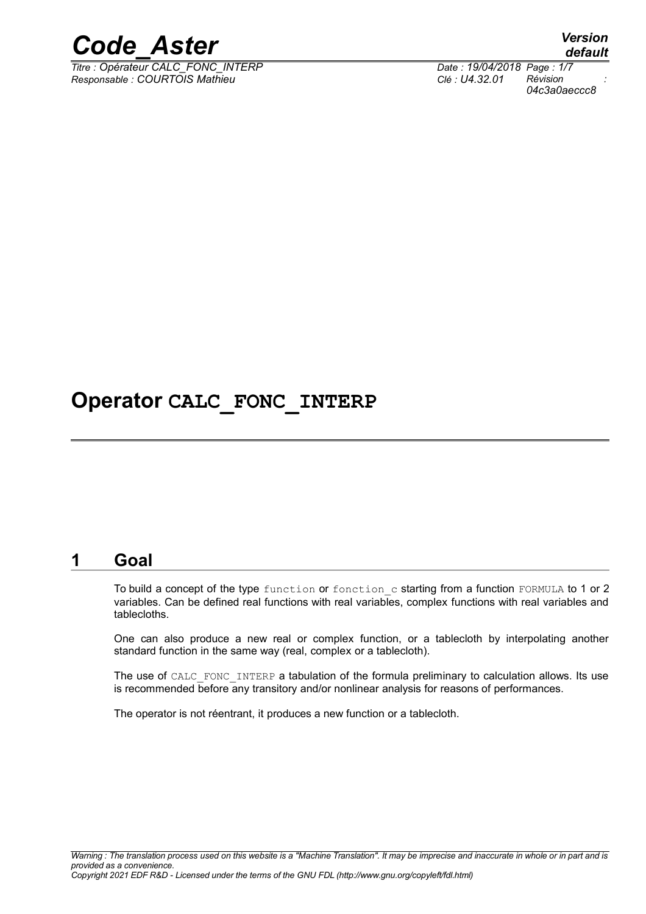# Operator CALC_FONC_INTERP

## 1 Goal

To build a concept of the type function or fonction_c starting from a function FORMULA to 1 or 2 variables. Can be defined real functions with real variables, complex functions with real variables and tablecloths.

One can also produce a new real or complex function, or a tablecloth by interpolating another standard function in the same way (real, complex or a tablecloth).

The use of CALC_FONC_INTERP a tabulation of the formula preliminary to calculation allows. Its use is recommended before any transitory and/or nonlinear analysis for reasons of performances.

The operator is not réentrant, it produces a new function or a tablecloth.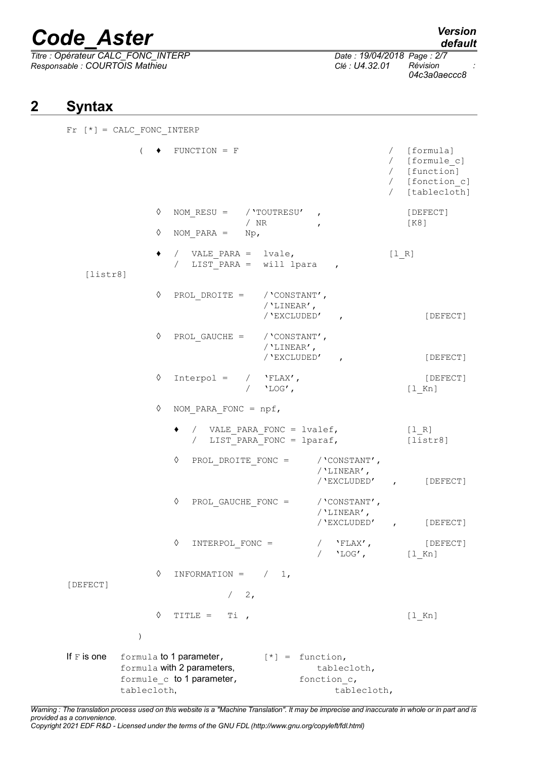## 2 Syntax

```
Fr [*] = CALC_FONC_INTERP

        (  ♦  FUNCTION = F                                  /  [formula]
                                                            /  [formule_c]
                                                            /  [function]
                                                            /  [fonction_c]
                                                            /  [tablecloth]

           ◊  NOM_RESU =    /'TOUTRESU'   ,                    [DEFECT]
                            / NR          ,                    [K8]
           ◊  NOM_PARA =    Np,

           ♦  /  VALE_PARA =  lvale,                       [l_R]
              /  LIST_PARA =  will lpara    ,
   [listr8]

           ◊  PROL_DROITE =    /'CONSTANT',
                               /'LINEAR',
                               /'EXCLUDED'   ,                  [DEFECT]

           ◊  PROL_GAUCHE =    /'CONSTANT',
                               /'LINEAR',
                               /'EXCLUDED'   ,                  [DEFECT]

           ◊  Interpol =   /  'FLAX',                           [DEFECT]
                           /  'LOG',                        [l_Kn]

           ◊  NOM_PARA_FONC = npf,

              ♦  /  VALE_PARA_FONC = lvalef,                [l_R]
                 /  LIST_PARA_FONC = lparaf,                [listr8]

              ◊  PROL_DROITE_FONC =      /'CONSTANT',
                                         /'LINEAR',
                                         /'EXCLUDED'   ,     [DEFECT]

              ◊  PROL_GAUCHE_FONC =      /'CONSTANT',
                                         /'LINEAR',
                                         /'EXCLUDED'   ,     [DEFECT]

              ◊  INTERPOL_FONC =         /  'FLAX',          [DEFECT]
                                         /  'LOG',       [l_Kn]

           ◊  INFORMATION =   /  1,
[DEFECT]
                              /  2,

           ◊  TITLE =   Ti ,                                [l_Kn]

        )
```

If F is one  formula to 1 parameter,  [*] = function,
formula with 2 parameters,  tablecloth,
formule_c to 1 parameter,  fonction_c,
tablecloth,  tablecloth,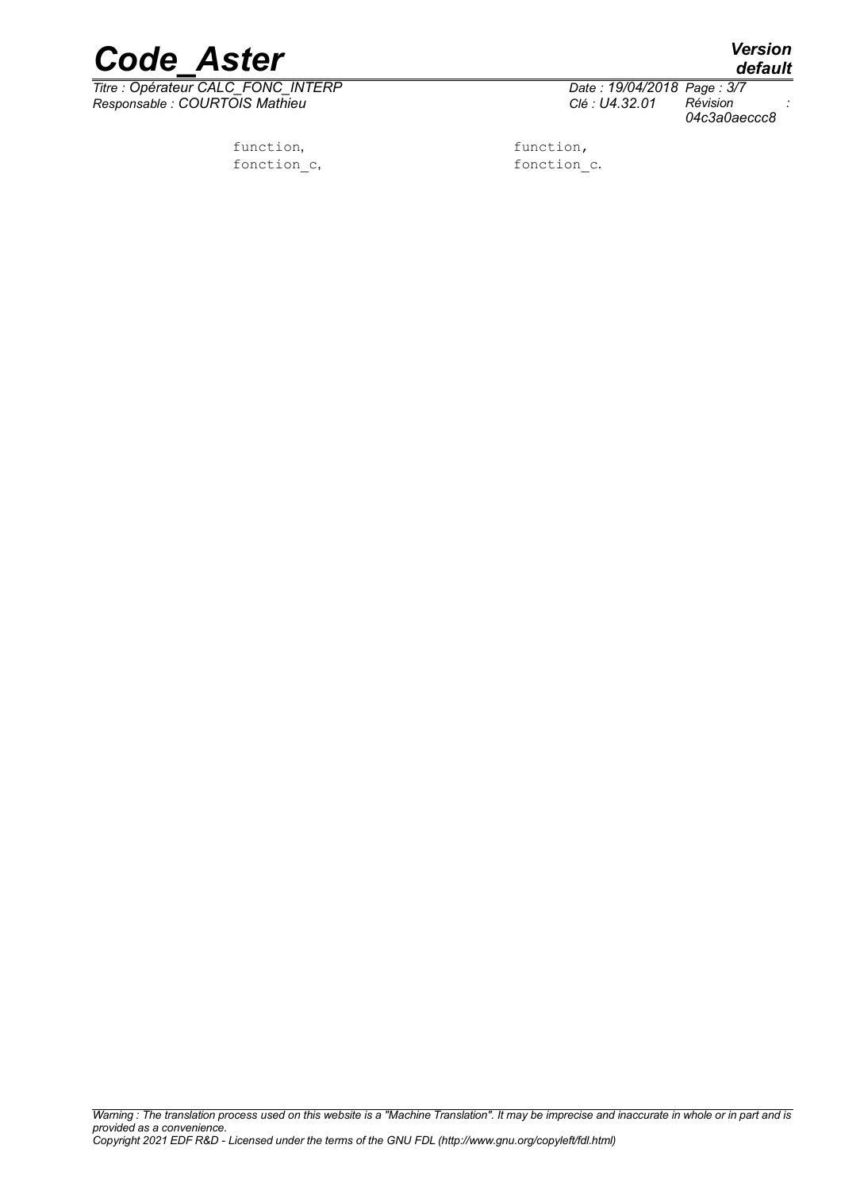| function, | function, |
| --- | --- |
| fonction_c, | fonction_c. |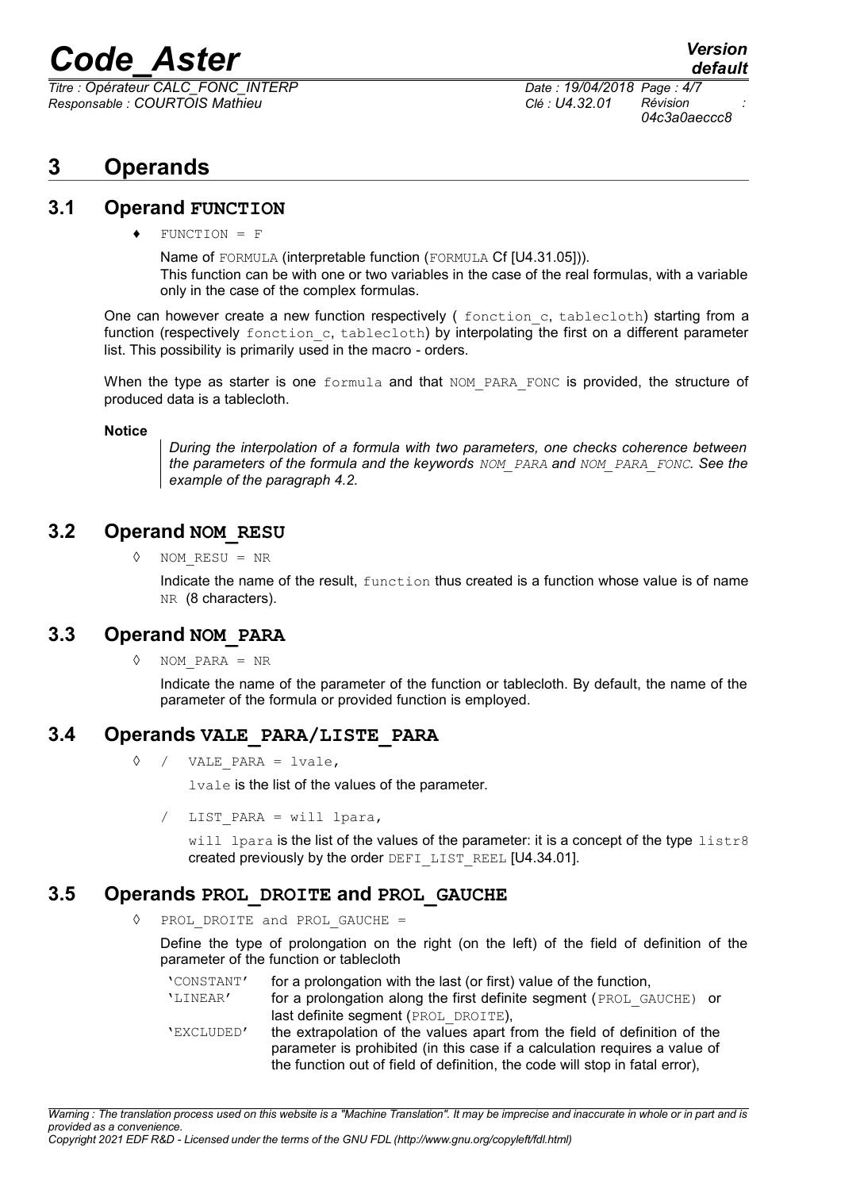# 3 Operands

## 3.1 Operand FUNCTION

♦ `FUNCTION = F`

Name of `FORMULA` (interpretable function (`FORMULA` Cf [U4.31.05])).
This function can be with one or two variables in the case of the real formulas, with a variable only in the case of the complex formulas.

One can however create a new function respectively ( `fonction_c`, `tablecloth`) starting from a function (respectively `fonction_c`, `tablecloth`) by interpolating the first on a different parameter list. This possibility is primarily used in the macro - orders.

When the type as starter is one `formula` and that `NOM_PARA_FONC` is provided, the structure of produced data is a tablecloth.

**Notice**

> *During the interpolation of a formula with two parameters, one checks coherence between the parameters of the formula and the keywords `NOM_PARA` and `NOM_PARA_FONC`. See the example of the paragraph 4.2.*

## 3.2 Operand NOM_RESU

◊ `NOM_RESU = NR`

Indicate the name of the result, `function` thus created is a function whose value is of name `NR` (8 characters).

## 3.3 Operand NOM_PARA

◊ `NOM_PARA = NR`

Indicate the name of the parameter of the function or tablecloth. By default, the name of the parameter of the formula or provided function is employed.

## 3.4 Operands VALE_PARA/LISTE_PARA

◊ / `VALE_PARA = lvale,`

`lvale` is the list of the values of the parameter.

/ `LIST_PARA = will lpara,`

`will lpara` is the list of the values of the parameter: it is a concept of the type `listr8` created previously by the order `DEFI_LIST_REEL` [U4.34.01].

## 3.5 Operands PROL_DROITE and PROL_GAUCHE

◊ `PROL_DROITE and PROL_GAUCHE =`

Define the type of prolongation on the right (on the left) of the field of definition of the parameter of the function or tablecloth

| | |
|---|---|
| 'CONSTANT' | for a prolongation with the last (or first) value of the function, |
| 'LINEAR' | for a prolongation along the first definite segment (`PROL_GAUCHE`) or last definite segment (`PROL_DROITE`), |
| 'EXCLUDED' | the extrapolation of the values apart from the field of definition of the parameter is prohibited (in this case if a calculation requires a value of the function out of field of definition, the code will stop in fatal error), |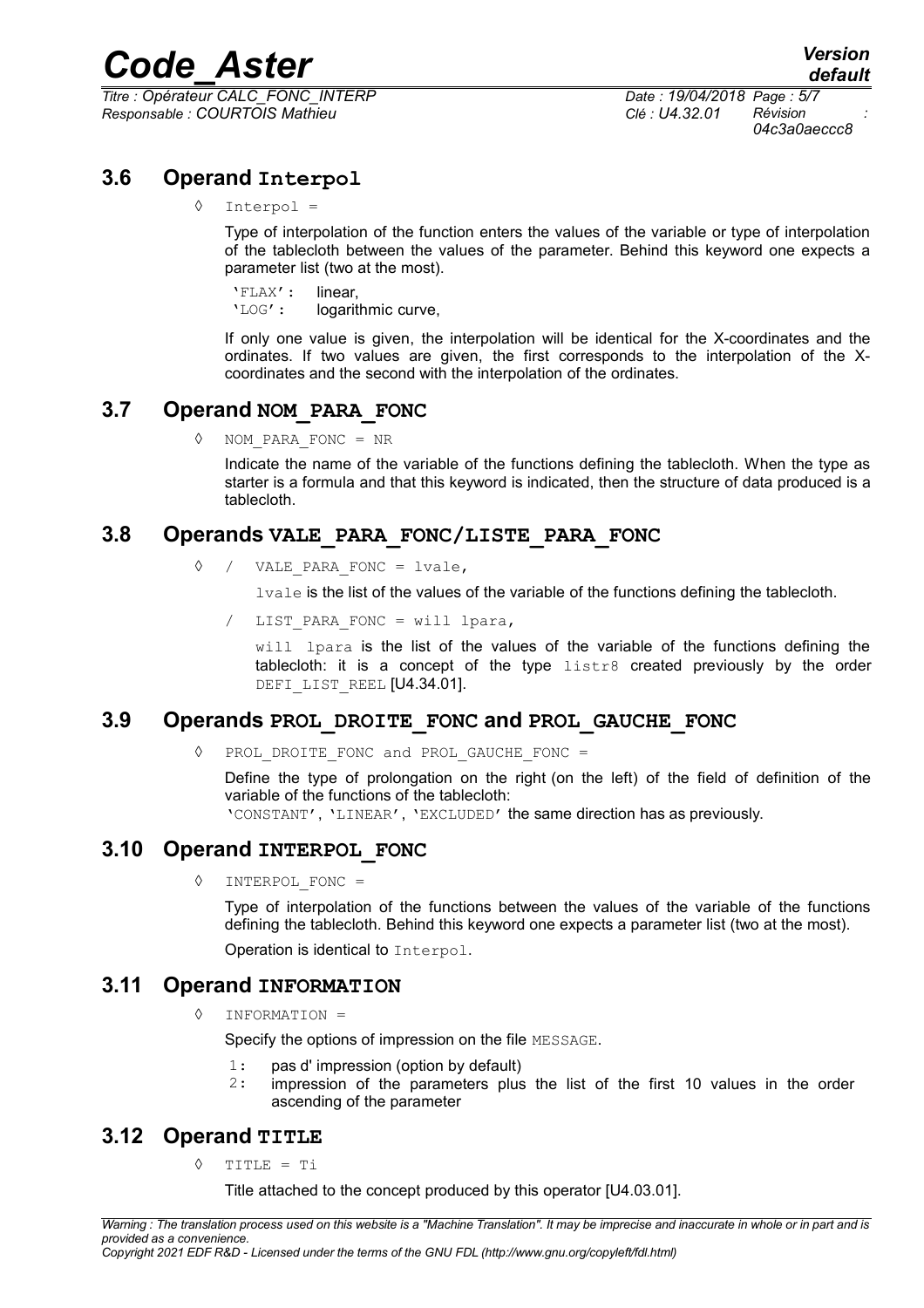### 3.6 Operand Interpol

◊ Interpol =

Type of interpolation of the function enters the values of the variable or type of interpolation of the tablecloth between the values of the parameter. Behind this keyword one expects a parameter list (two at the most).

'FLAX': linear,
'LOG': logarithmic curve,

If only one value is given, the interpolation will be identical for the X-coordinates and the ordinates. If two values are given, the first corresponds to the interpolation of the X-coordinates and the second with the interpolation of the ordinates.

### 3.7 Operand NOM_PARA_FONC

◊ NOM_PARA_FONC = NR

Indicate the name of the variable of the functions defining the tablecloth. When the type as starter is a formula and that this keyword is indicated, then the structure of data produced is a tablecloth.

### 3.8 Operands VALE_PARA_FONC/LISTE_PARA_FONC

◊ / VALE_PARA_FONC = lvale,

lvale is the list of the values of the variable of the functions defining the tablecloth.

/ LIST_PARA_FONC = will lpara,

will lpara is the list of the values of the variable of the functions defining the tablecloth: it is a concept of the type listr8 created previously by the order DEFI_LIST_REEL [U4.34.01].

### 3.9 Operands PROL_DROITE_FONC and PROL_GAUCHE_FONC

◊ PROL_DROITE_FONC and PROL_GAUCHE_FONC =

Define the type of prolongation on the right (on the left) of the field of definition of the variable of the functions of the tablecloth:
'CONSTANT', 'LINEAR', 'EXCLUDED' the same direction has as previously.

### 3.10 Operand INTERPOL_FONC

◊ INTERPOL_FONC =

Type of interpolation of the functions between the values of the variable of the functions defining the tablecloth. Behind this keyword one expects a parameter list (two at the most).

Operation is identical to Interpol.

### 3.11 Operand INFORMATION

◊ INFORMATION =

Specify the options of impression on the file MESSAGE.

1: pas d' impression (option by default)
2: impression of the parameters plus the list of the first 10 values in the order ascending of the parameter

### 3.12 Operand TITLE

◊ TITLE = Ti

Title attached to the concept produced by this operator [U4.03.01].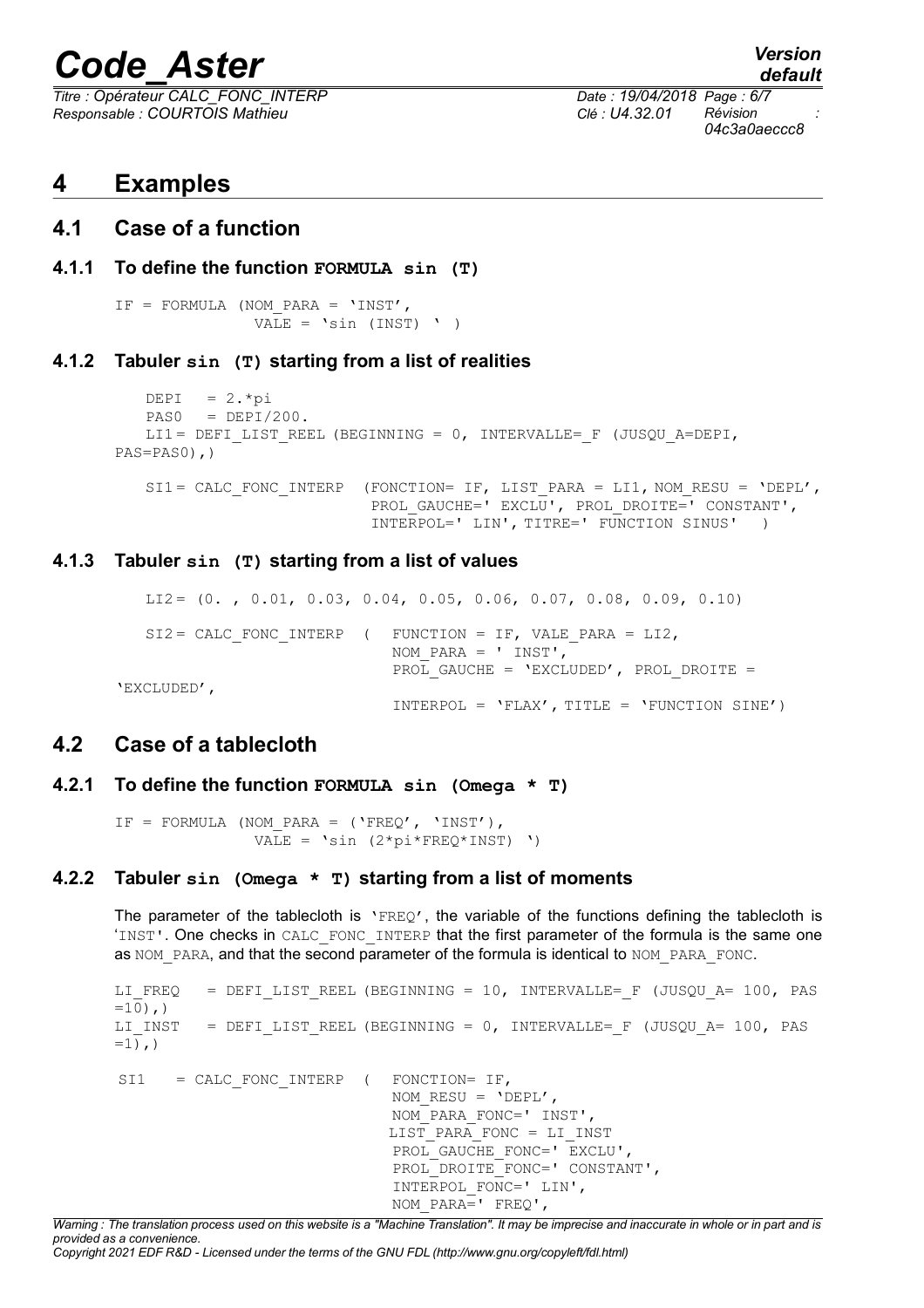# 4 Examples

## 4.1 Case of a function

### 4.1.1 To define the function `FORMULA sin (T)`

```
IF = FORMULA (NOM_PARA = 'INST',
              VALE = 'sin (INST) ' )
```

### 4.1.2 Tabuler `sin (T)` starting from a list of realities

```
    DEPI   = 2.*pi
    PAS0   = DEPI/200.
    LI1= DEFI_LIST_REEL (BEGINNING = 0, INTERVALLE=_F (JUSQU_A=DEPI,
PAS=PAS0),)

    SI1= CALC_FONC_INTERP  (FONCTION= IF, LIST_PARA = LI1, NOM_RESU = 'DEPL',
                            PROL_GAUCHE=' EXCLU', PROL_DROITE=' CONSTANT',
                            INTERPOL=' LIN', TITRE=' FUNCTION SINUS'  )
```

### 4.1.3 Tabuler `sin (T)` starting from a list of values

```
    LI2= (0. , 0.01, 0.03, 0.04, 0.05, 0.06, 0.07, 0.08, 0.09, 0.10)

    SI2= CALC_FONC_INTERP  (  FUNCTION = IF, VALE_PARA = LI2,
                              NOM_PARA = ' INST',
                              PROL_GAUCHE = 'EXCLUDED', PROL_DROITE =
'EXCLUDED',
                              INTERPOL = 'FLAX', TITLE = 'FUNCTION SINE')
```

## 4.2 Case of a tablecloth

### 4.2.1 To define the function `FORMULA sin (Omega * T)`

```
IF = FORMULA (NOM_PARA = ('FREQ', 'INST'),
              VALE = 'sin (2*pi*FREQ*INST) ')
```

### 4.2.2 Tabuler `sin (Omega * T)` starting from a list of moments

The parameter of the tablecloth is `'FREQ'`, the variable of the functions defining the tablecloth is `'INST'`. One checks in `CALC_FONC_INTERP` that the first parameter of the formula is the same one as `NOM_PARA`, and that the second parameter of the formula is identical to `NOM_PARA_FONC`.

```
LI_FREQ   = DEFI_LIST_REEL (BEGINNING = 10, INTERVALLE=_F (JUSQU_A= 100, PAS
=10),)
LI_INST   = DEFI_LIST_REEL (BEGINNING = 0, INTERVALLE=_F (JUSQU_A= 100, PAS
=1),)

 SI1    = CALC_FONC_INTERP  (  FONCTION= IF,
                               NOM_RESU = 'DEPL',
                               NOM_PARA_FONC=' INST',
                              LIST_PARA_FONC = LI_INST
                               PROL_GAUCHE_FONC=' EXCLU',
                               PROL_DROITE_FONC=' CONSTANT',
                               INTERPOL_FONC=' LIN',
                               NOM_PARA=' FREQ',
```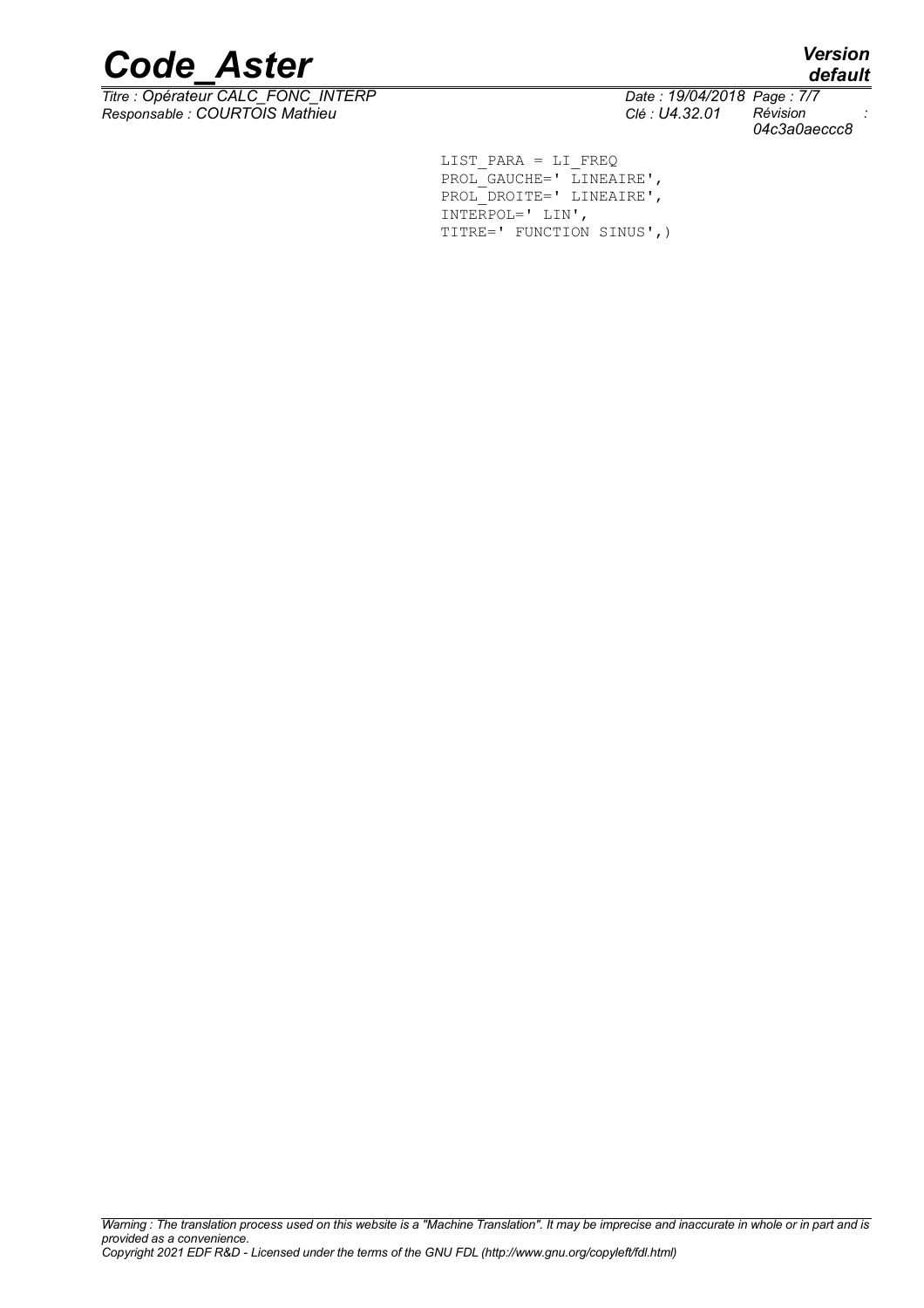```
LIST_PARA = LI_FREQ
PROL_GAUCHE=' LINEAIRE',
PROL_DROITE=' LINEAIRE',
INTERPOL=' LIN',
TITRE=' FUNCTION SINUS',)
```